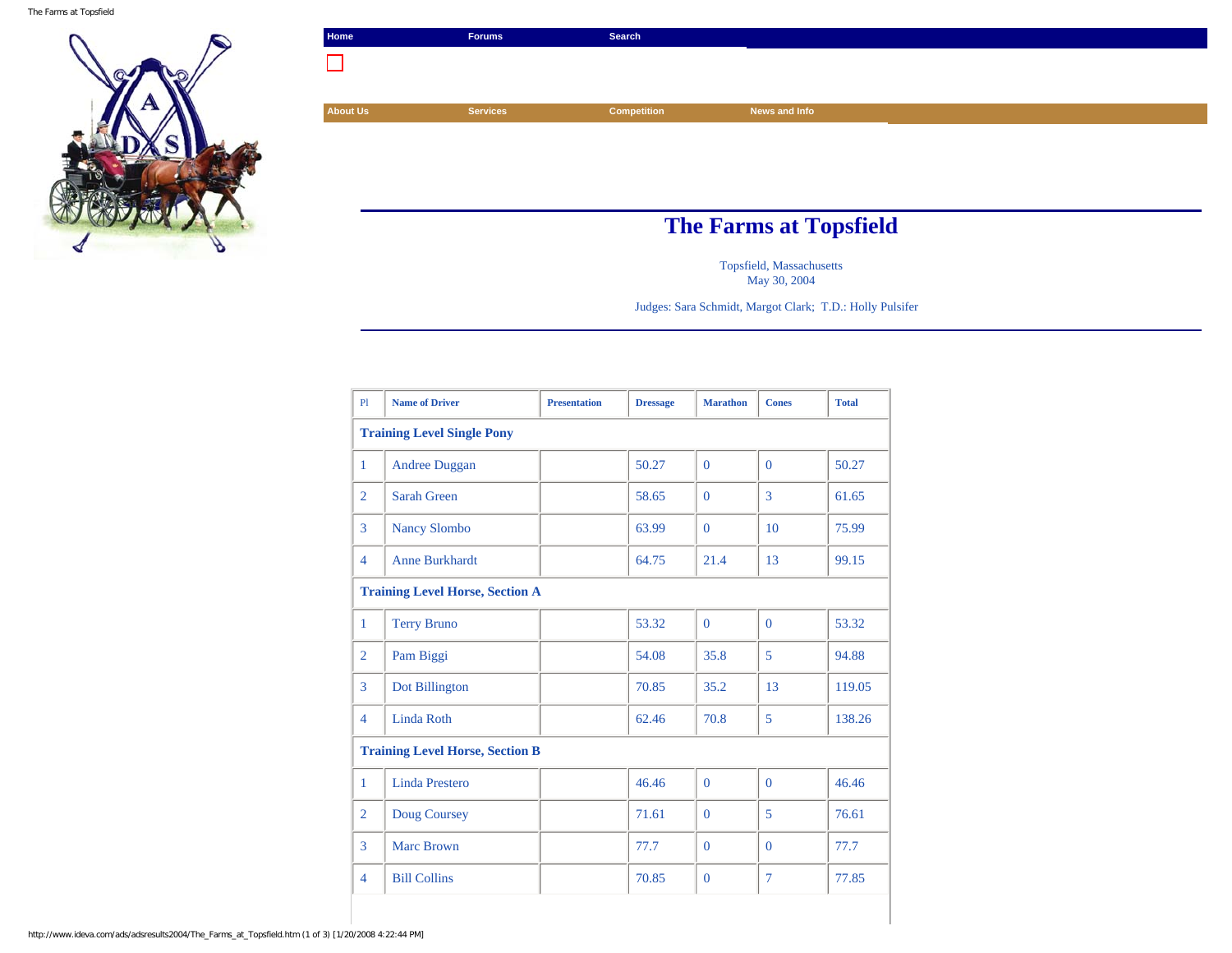Home | Forums | Search

About Us | Services | Competition | News and Info

# The Farms at Topsfield

Topsfield, Massachusetts
May 30, 2004

Judges: Sara Schmidt, Margot Clark; T.D.: Holly Pulsifer

| Pl | Name of Driver | Presentation | Dressage | Marathon | Cones | Total |
|---|---|---|---|---|---|---|
| **Training Level Single Pony** | | | | | | |
| 1 | Andree Duggan | | 50.27 | 0 | 0 | 50.27 |
| 2 | Sarah Green | | 58.65 | 0 | 3 | 61.65 |
| 3 | Nancy Slombo | | 63.99 | 0 | 10 | 75.99 |
| 4 | Anne Burkhardt | | 64.75 | 21.4 | 13 | 99.15 |
| **Training Level Horse, Section A** | | | | | | |
| 1 | Terry Bruno | | 53.32 | 0 | 0 | 53.32 |
| 2 | Pam Biggi | | 54.08 | 35.8 | 5 | 94.88 |
| 3 | Dot Billington | | 70.85 | 35.2 | 13 | 119.05 |
| 4 | Linda Roth | | 62.46 | 70.8 | 5 | 138.26 |
| **Training Level Horse, Section B** | | | | | | |
| 1 | Linda Prestero | | 46.46 | 0 | 0 | 46.46 |
| 2 | Doug Coursey | | 71.61 | 0 | 5 | 76.61 |
| 3 | Marc Brown | | 77.7 | 0 | 0 | 77.7 |
| 4 | Bill Collins | | 70.85 | 0 | 7 | 77.85 |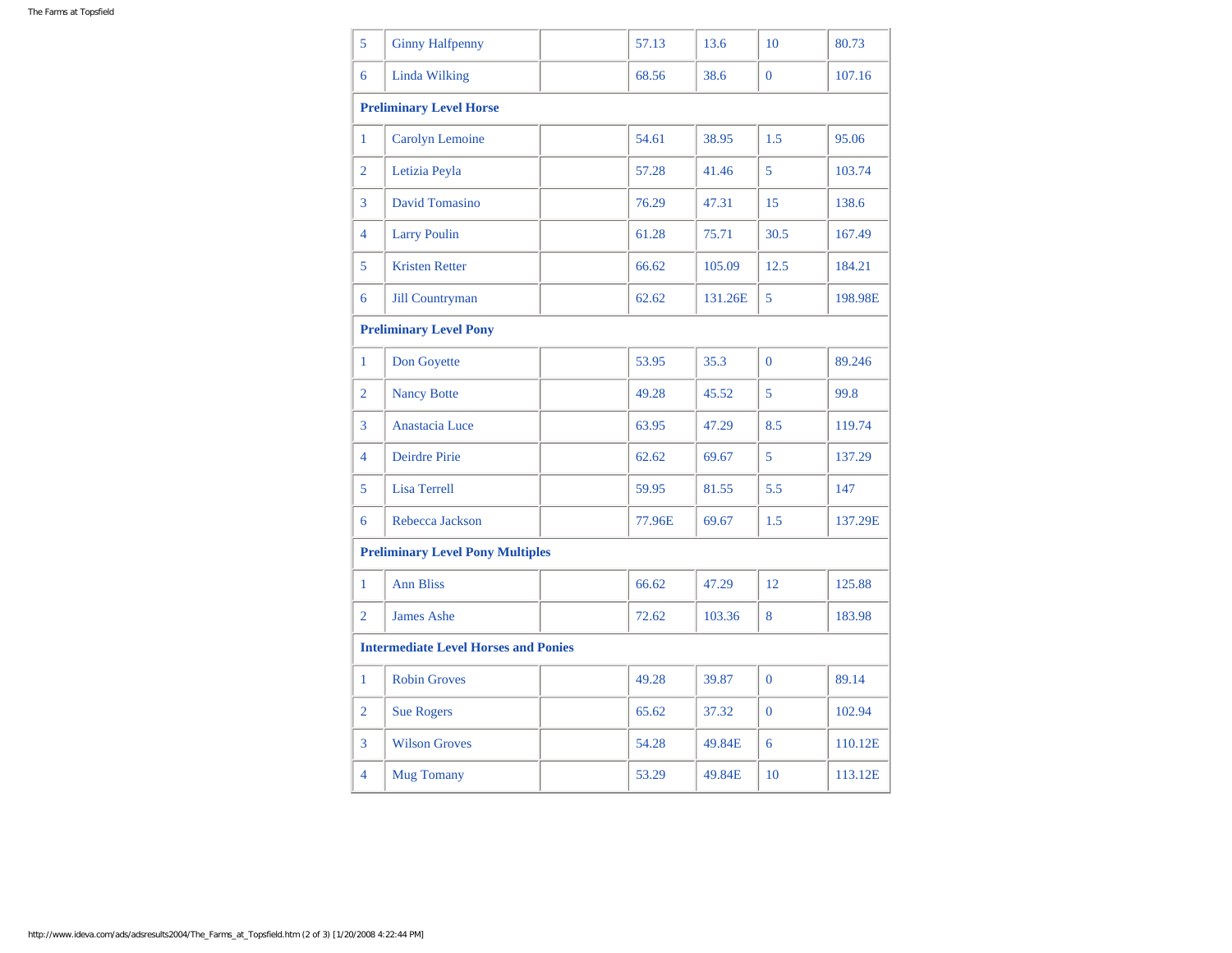| | | | | | | |
|---|---|---|---|---|---|---|
| 5 | Ginny Halfpenny | | 57.13 | 13.6 | 10 | 80.73 |
| 6 | Linda Wilking | | 68.56 | 38.6 | 0 | 107.16 |
| **Preliminary Level Horse** | | | | | | |
| 1 | Carolyn Lemoine | | 54.61 | 38.95 | 1.5 | 95.06 |
| 2 | Letizia Peyla | | 57.28 | 41.46 | 5 | 103.74 |
| 3 | David Tomasino | | 76.29 | 47.31 | 15 | 138.6 |
| 4 | Larry Poulin | | 61.28 | 75.71 | 30.5 | 167.49 |
| 5 | Kristen Retter | | 66.62 | 105.09 | 12.5 | 184.21 |
| 6 | Jill Countryman | | 62.62 | 131.26E | 5 | 198.98E |
| **Preliminary Level Pony** | | | | | | |
| 1 | Don Goyette | | 53.95 | 35.3 | 0 | 89.246 |
| 2 | Nancy Botte | | 49.28 | 45.52 | 5 | 99.8 |
| 3 | Anastacia Luce | | 63.95 | 47.29 | 8.5 | 119.74 |
| 4 | Deirdre Pirie | | 62.62 | 69.67 | 5 | 137.29 |
| 5 | Lisa Terrell | | 59.95 | 81.55 | 5.5 | 147 |
| 6 | Rebecca Jackson | | 77.96E | 69.67 | 1.5 | 137.29E |
| **Preliminary Level Pony Multiples** | | | | | | |
| 1 | Ann Bliss | | 66.62 | 47.29 | 12 | 125.88 |
| 2 | James Ashe | | 72.62 | 103.36 | 8 | 183.98 |
| **Intermediate Level Horses and Ponies** | | | | | | |
| 1 | Robin Groves | | 49.28 | 39.87 | 0 | 89.14 |
| 2 | Sue Rogers | | 65.62 | 37.32 | 0 | 102.94 |
| 3 | Wilson Groves | | 54.28 | 49.84E | 6 | 110.12E |
| 4 | Mug Tomany | | 53.29 | 49.84E | 10 | 113.12E |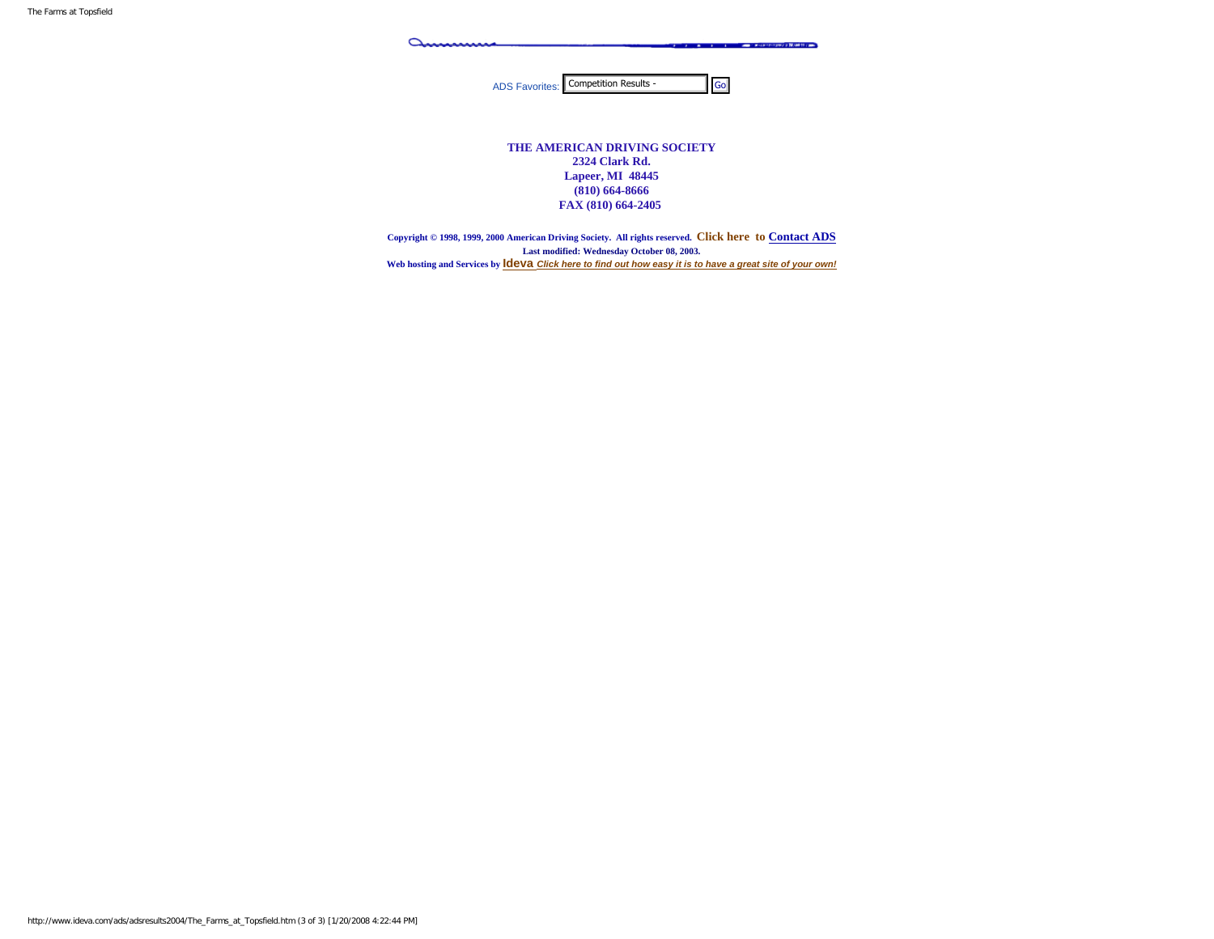ADS Favorites: Competition Results - Go

**THE AMERICAN DRIVING SOCIETY**
**2324 Clark Rd.**
**Lapeer, MI 48445**
**(810) 664-8666**
**FAX (810) 664-2405**

**Copyright © 1998, 1999, 2000 American Driving Society. All rights reserved. Click here to Contact ADS**
**Last modified: Wednesday October 08, 2003.**
**Web hosting and Services by Ideva** ***Click here to find out how easy it is to have a great site of your own!***